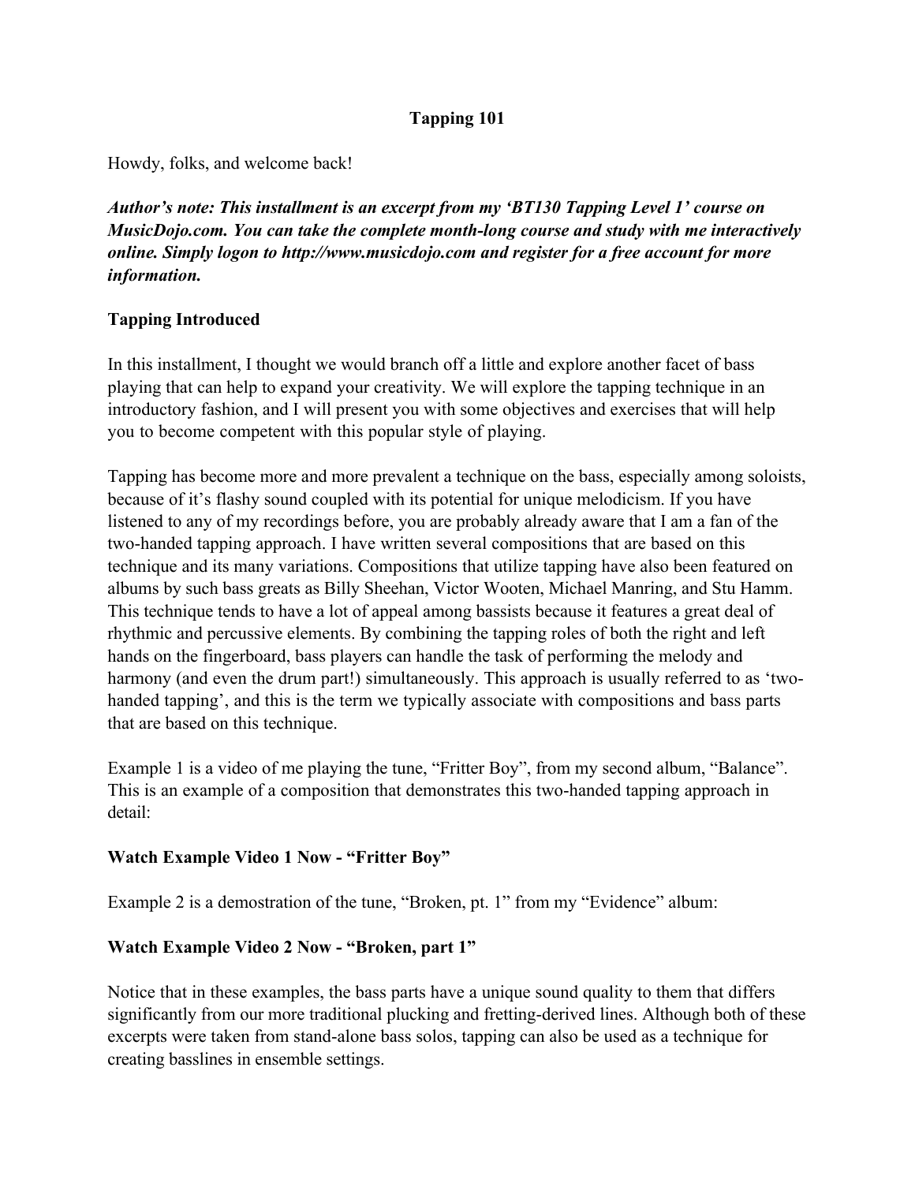# Tapping 101

Howdy, folks, and welcome back!

***Author's note: This installment is an excerpt from my 'BT130 Tapping Level 1' course on MusicDojo.com. You can take the complete month-long course and study with me interactively online. Simply logon to http://www.musicdojo.com and register for a free account for more information.***

## Tapping Introduced

In this installment, I thought we would branch off a little and explore another facet of bass playing that can help to expand your creativity. We will explore the tapping technique in an introductory fashion, and I will present you with some objectives and exercises that will help you to become competent with this popular style of playing.

Tapping has become more and more prevalent a technique on the bass, especially among soloists, because of it's flashy sound coupled with its potential for unique melodicism. If you have listened to any of my recordings before, you are probably already aware that I am a fan of the two-handed tapping approach. I have written several compositions that are based on this technique and its many variations. Compositions that utilize tapping have also been featured on albums by such bass greats as Billy Sheehan, Victor Wooten, Michael Manring, and Stu Hamm. This technique tends to have a lot of appeal among bassists because it features a great deal of rhythmic and percussive elements. By combining the tapping roles of both the right and left hands on the fingerboard, bass players can handle the task of performing the melody and harmony (and even the drum part!) simultaneously. This approach is usually referred to as 'two-handed tapping', and this is the term we typically associate with compositions and bass parts that are based on this technique.

Example 1 is a video of me playing the tune, "Fritter Boy", from my second album, "Balance". This is an example of a composition that demonstrates this two-handed tapping approach in detail:

**Watch Example Video 1 Now - "Fritter Boy"**

Example 2 is a demostration of the tune, "Broken, pt. 1" from my "Evidence" album:

**Watch Example Video 2 Now - "Broken, part 1"**

Notice that in these examples, the bass parts have a unique sound quality to them that differs significantly from our more traditional plucking and fretting-derived lines. Although both of these excerpts were taken from stand-alone bass solos, tapping can also be used as a technique for creating basslines in ensemble settings.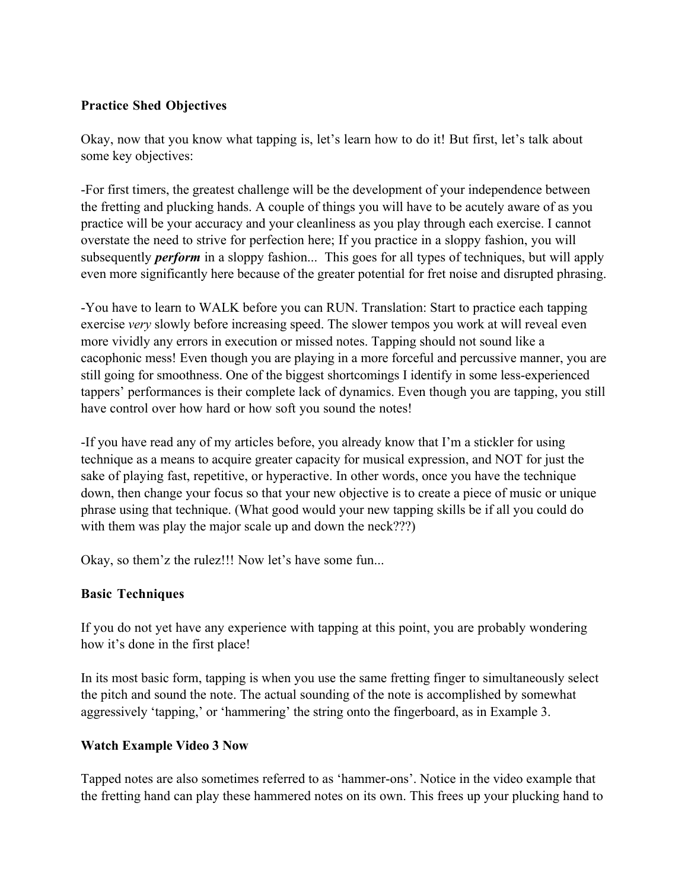**Practice Shed Objectives**

Okay, now that you know what tapping is, let's learn how to do it! But first, let's talk about some key objectives:

-For first timers, the greatest challenge will be the development of your independence between the fretting and plucking hands. A couple of things you will have to be acutely aware of as you practice will be your accuracy and your cleanliness as you play through each exercise. I cannot overstate the need to strive for perfection here; If you practice in a sloppy fashion, you will subsequently ***perform*** in a sloppy fashion... This goes for all types of techniques, but will apply even more significantly here because of the greater potential for fret noise and disrupted phrasing.

-You have to learn to WALK before you can RUN. Translation: Start to practice each tapping exercise *very* slowly before increasing speed. The slower tempos you work at will reveal even more vividly any errors in execution or missed notes. Tapping should not sound like a cacophonic mess! Even though you are playing in a more forceful and percussive manner, you are still going for smoothness. One of the biggest shortcomings I identify in some less-experienced tappers' performances is their complete lack of dynamics. Even though you are tapping, you still have control over how hard or how soft you sound the notes!

-If you have read any of my articles before, you already know that I'm a stickler for using technique as a means to acquire greater capacity for musical expression, and NOT for just the sake of playing fast, repetitive, or hyperactive. In other words, once you have the technique down, then change your focus so that your new objective is to create a piece of music or unique phrase using that technique. (What good would your new tapping skills be if all you could do with them was play the major scale up and down the neck???)

Okay, so them'z the rulez!!! Now let's have some fun...

**Basic Techniques**

If you do not yet have any experience with tapping at this point, you are probably wondering how it's done in the first place!

In its most basic form, tapping is when you use the same fretting finger to simultaneously select the pitch and sound the note. The actual sounding of the note is accomplished by somewhat aggressively 'tapping,' or 'hammering' the string onto the fingerboard, as in Example 3.

**Watch Example Video 3 Now**

Tapped notes are also sometimes referred to as 'hammer-ons'. Notice in the video example that the fretting hand can play these hammered notes on its own. This frees up your plucking hand to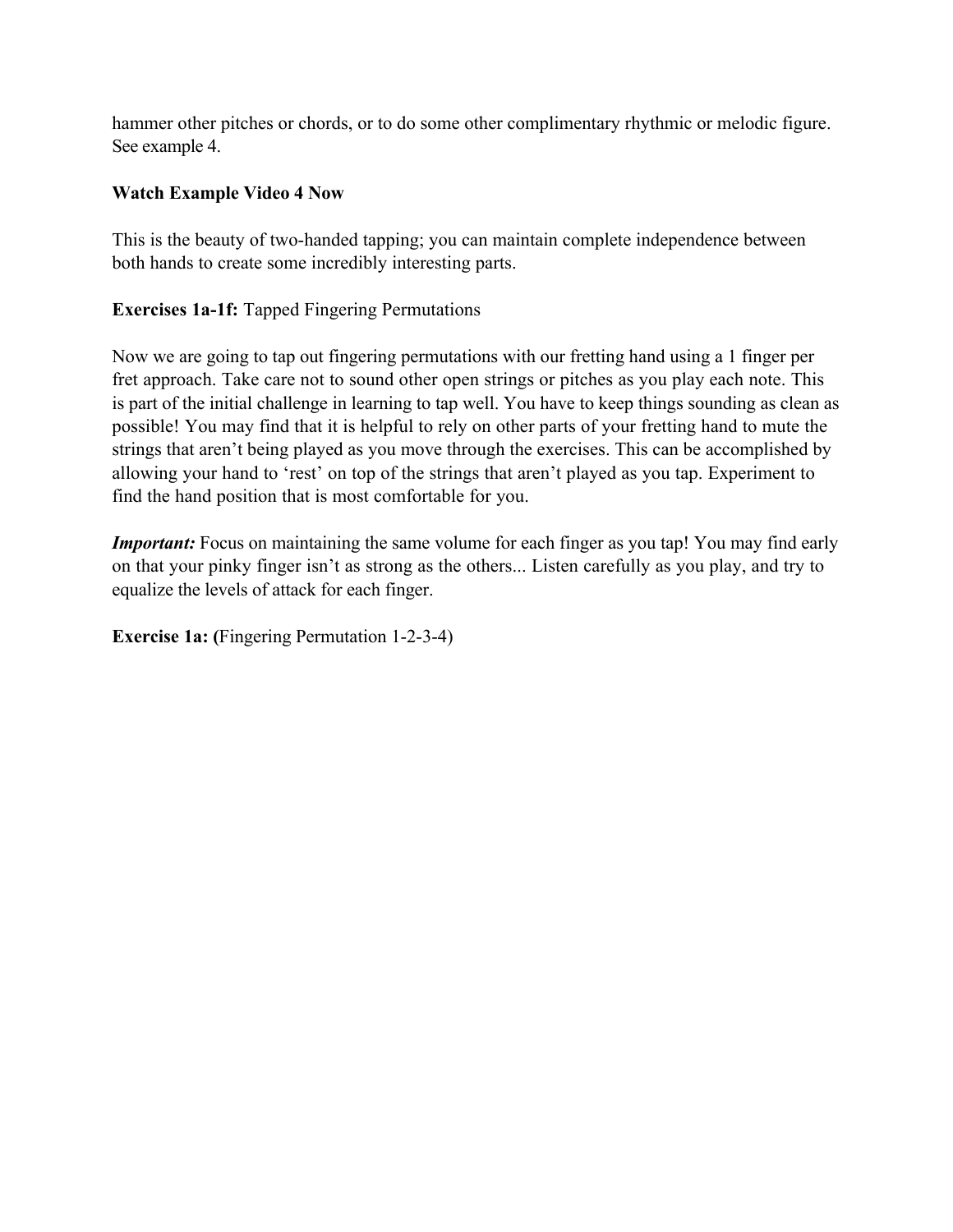hammer other pitches or chords, or to do some other complimentary rhythmic or melodic figure. See example 4.

**Watch Example Video 4 Now**

This is the beauty of two-handed tapping; you can maintain complete independence between both hands to create some incredibly interesting parts.

**Exercises 1a-1f:** Tapped Fingering Permutations

Now we are going to tap out fingering permutations with our fretting hand using a 1 finger per fret approach. Take care not to sound other open strings or pitches as you play each note. This is part of the initial challenge in learning to tap well. You have to keep things sounding as clean as possible! You may find that it is helpful to rely on other parts of your fretting hand to mute the strings that aren't being played as you move through the exercises. This can be accomplished by allowing your hand to 'rest' on top of the strings that aren't played as you tap. Experiment to find the hand position that is most comfortable for you.

***Important:*** Focus on maintaining the same volume for each finger as you tap! You may find early on that your pinky finger isn't as strong as the others... Listen carefully as you play, and try to equalize the levels of attack for each finger.

**Exercise 1a: (**Fingering Permutation 1-2-3-4)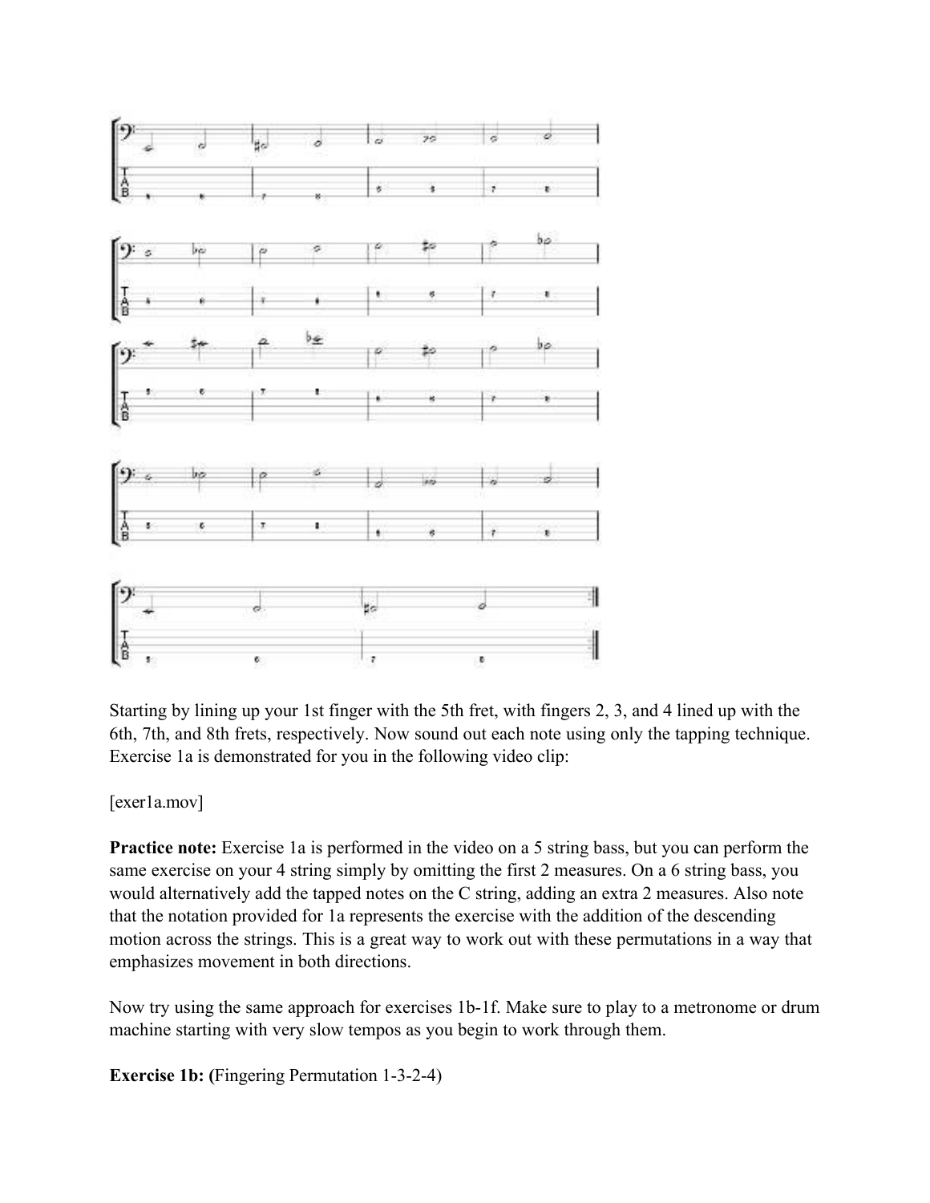Starting by lining up your 1st finger with the 5th fret, with fingers 2, 3, and 4 lined up with the 6th, 7th, and 8th frets, respectively. Now sound out each note using only the tapping technique. Exercise 1a is demonstrated for you in the following video clip:

[exer1a.mov]

**Practice note:** Exercise 1a is performed in the video on a 5 string bass, but you can perform the same exercise on your 4 string simply by omitting the first 2 measures. On a 6 string bass, you would alternatively add the tapped notes on the C string, adding an extra 2 measures. Also note that the notation provided for 1a represents the exercise with the addition of the descending motion across the strings. This is a great way to work out with these permutations in a way that emphasizes movement in both directions.

Now try using the same approach for exercises 1b-1f. Make sure to play to a metronome or drum machine starting with very slow tempos as you begin to work through them.

**Exercise 1b: (**Fingering Permutation 1-3-2-4)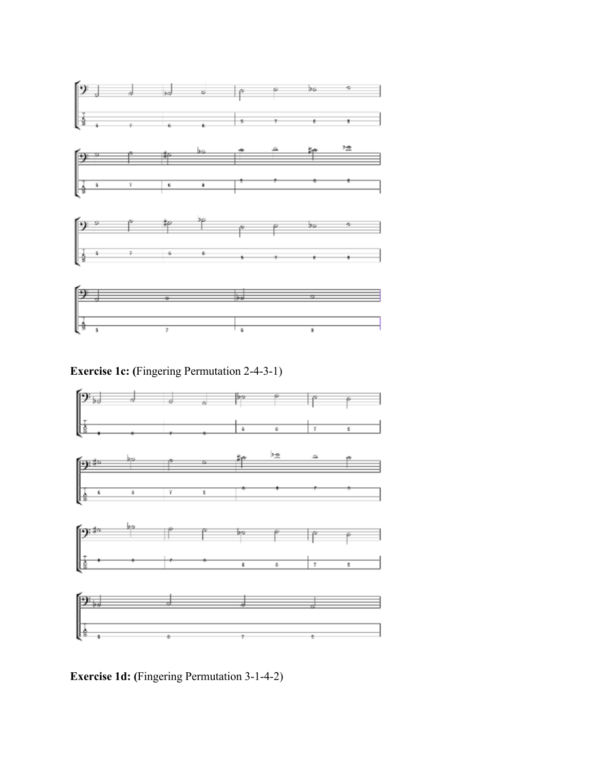**Exercise 1c: (**Fingering Permutation 2-4-3-1)

**Exercise 1d: (**Fingering Permutation 3-1-4-2)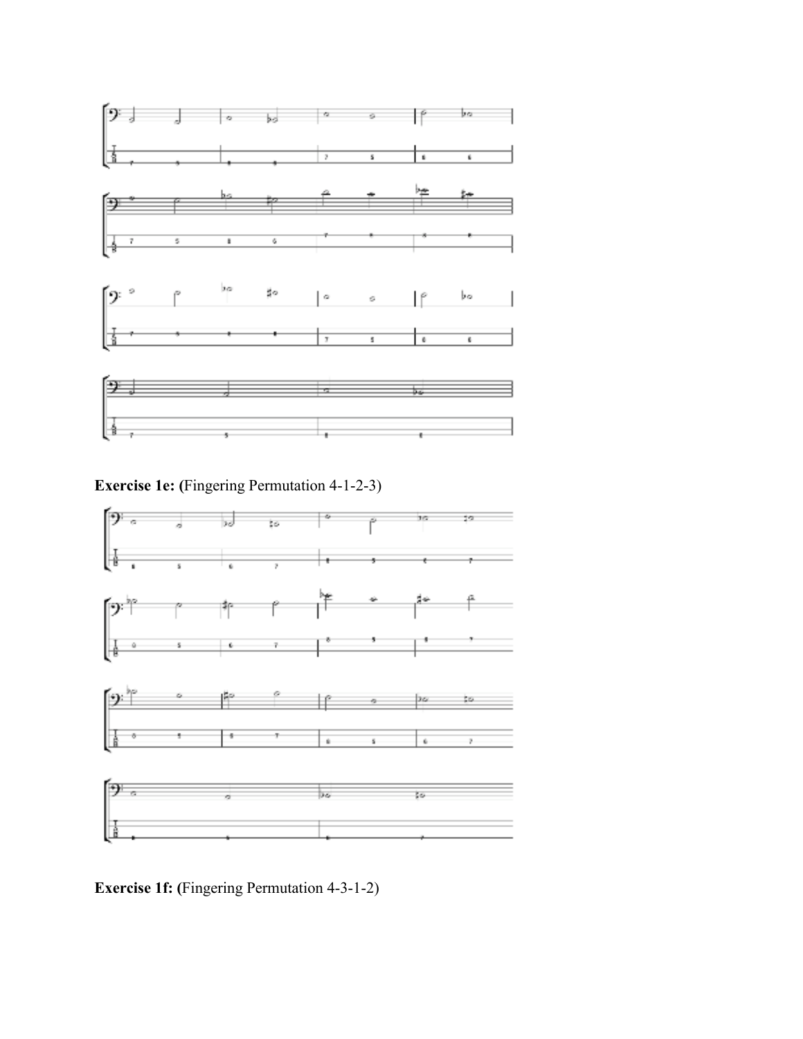**Exercise 1e: (**Fingering Permutation 4-1-2-3)

**Exercise 1f: (**Fingering Permutation 4-3-1-2)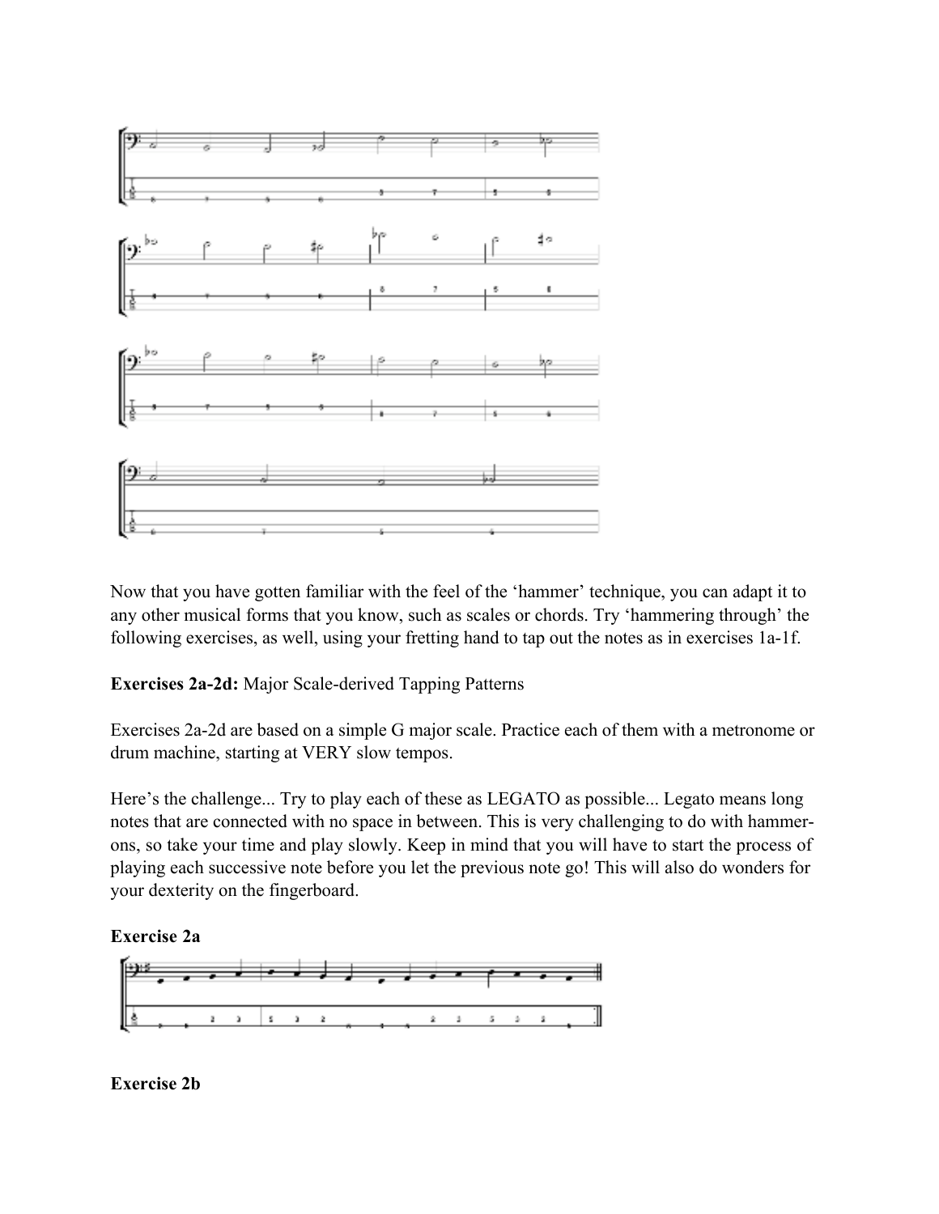Now that you have gotten familiar with the feel of the 'hammer' technique, you can adapt it to any other musical forms that you know, such as scales or chords. Try 'hammering through' the following exercises, as well, using your fretting hand to tap out the notes as in exercises 1a-1f.

**Exercises 2a-2d:** Major Scale-derived Tapping Patterns

Exercises 2a-2d are based on a simple G major scale. Practice each of them with a metronome or drum machine, starting at VERY slow tempos.

Here's the challenge... Try to play each of these as LEGATO as possible... Legato means long notes that are connected with no space in between. This is very challenging to do with hammer-ons, so take your time and play slowly. Keep in mind that you will have to start the process of playing each successive note before you let the previous note go! This will also do wonders for your dexterity on the fingerboard.

**Exercise 2a**

**Exercise 2b**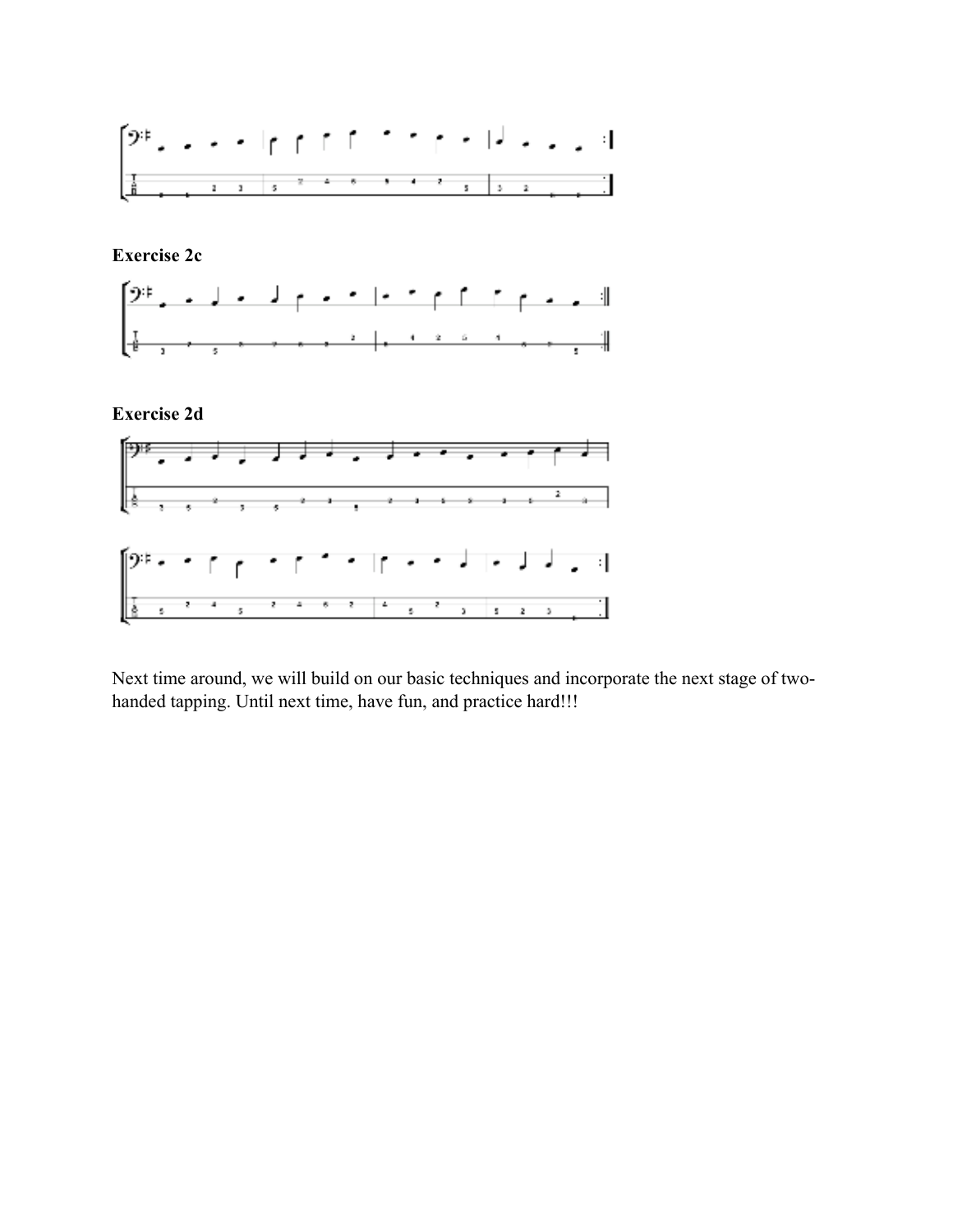**Exercise 2c**

**Exercise 2d**

Next time around, we will build on our basic techniques and incorporate the next stage of two-handed tapping. Until next time, have fun, and practice hard!!!